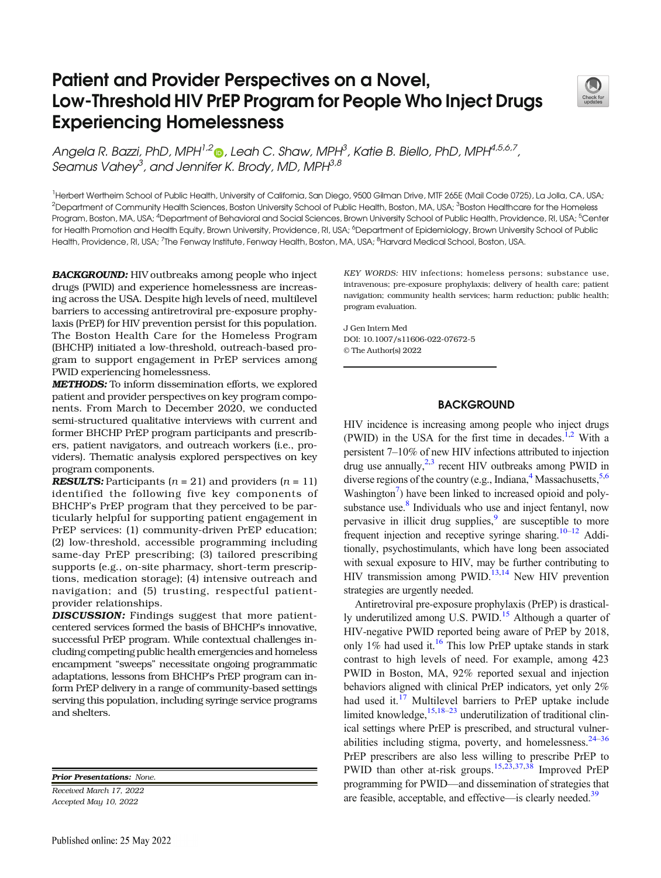# Patient and Provider Perspectives on a Novel, Low-Threshold HIV PrEP Program for People Who Inject Drugs Experiencing Homelessness

*Angela R. Bazzi, PhD, MPH*[1,2], *Leah C. Shaw, MPH*[3], *Katie B. Biello, PhD, MPH*[4,5,6,7], *Seamus Vahey*[3], *and Jennifer K. Brody, MD, MPH*[3,8]

[1]Herbert Wertheim School of Public Health, University of California, San Diego, 9500 Gilman Drive, MTF 265E (Mail Code 0725), La Jolla, CA, USA; [2]Department of Community Health Sciences, Boston University School of Public Health, Boston, MA, USA; [3]Boston Healthcare for the Homeless Program, Boston, MA, USA; [4]Department of Behavioral and Social Sciences, Brown University School of Public Health, Providence, RI, USA; [5]Center for Health Promotion and Health Equity, Brown University, Providence, RI, USA; [6]Department of Epidemiology, Brown University School of Public Health, Providence, RI, USA; [7]The Fenway Institute, Fenway Health, Boston, MA, USA; [8]Harvard Medical School, Boston, USA.

***BACKGROUND:*** HIV outbreaks among people who inject drugs (PWID) and experience homelessness are increasing across the USA. Despite high levels of need, multilevel barriers to accessing antiretroviral pre-exposure prophylaxis (PrEP) for HIV prevention persist for this population. The Boston Health Care for the Homeless Program (BHCHP) initiated a low-threshold, outreach-based program to support engagement in PrEP services among PWID experiencing homelessness.

***METHODS:*** To inform dissemination efforts, we explored patient and provider perspectives on key program components. From March to December 2020, we conducted semi-structured qualitative interviews with current and former BHCHP PrEP program participants and prescribers, patient navigators, and outreach workers (i.e., providers). Thematic analysis explored perspectives on key program components.

***RESULTS:*** Participants ($n$ = 21) and providers ($n$ = 11) identified the following five key components of BHCHP's PrEP program that they perceived to be particularly helpful for supporting patient engagement in PrEP services: (1) community-driven PrEP education; (2) low-threshold, accessible programming including same-day PrEP prescribing; (3) tailored prescribing supports (e.g., on-site pharmacy, short-term prescriptions, medication storage); (4) intensive outreach and navigation; and (5) trusting, respectful patient-provider relationships.

***DISCUSSION:*** Findings suggest that more patient-centered services formed the basis of BHCHP's innovative, successful PrEP program. While contextual challenges including competing public health emergencies and homeless encampment "sweeps" necessitate ongoing programmatic adaptations, lessons from BHCHP's PrEP program can inform PrEP delivery in a range of community-based settings serving this population, including syringe service programs and shelters.

*KEY WORDS:* HIV infections; homeless persons; substance use, intravenous; pre-exposure prophylaxis; delivery of health care; patient navigation; community health services; harm reduction; public health; program evaluation.

J Gen Intern Med
DOI: 10.1007/s11606-022-07672-5
© The Author(s) 2022

***Prior Presentations:*** *None.*

*Received March 17, 2022*
*Accepted May 10, 2022*

Published online: 25 May 2022

## BACKGROUND

HIV incidence is increasing among people who inject drugs (PWID) in the USA for the first time in decades.[1,2] With a persistent 7–10% of new HIV infections attributed to injection drug use annually,[2,3] recent HIV outbreaks among PWID in diverse regions of the country (e.g., Indiana,[4] Massachusetts,[5,6] Washington[7]) have been linked to increased opioid and polysubstance use.[8] Individuals who use and inject fentanyl, now pervasive in illicit drug supplies,[9] are susceptible to more frequent injection and receptive syringe sharing.[10–12] Additionally, psychostimulants, which have long been associated with sexual exposure to HIV, may be further contributing to HIV transmission among PWID.[13,14] New HIV prevention strategies are urgently needed.

Antiretroviral pre-exposure prophylaxis (PrEP) is drastically underutilized among U.S. PWID.[15] Although a quarter of HIV-negative PWID reported being aware of PrEP by 2018, only 1% had used it.[16] This low PrEP uptake stands in stark contrast to high levels of need. For example, among 423 PWID in Boston, MA, 92% reported sexual and injection behaviors aligned with clinical PrEP indicators, yet only 2% had used it.[17] Multilevel barriers to PrEP uptake include limited knowledge,[15,18–23] underutilization of traditional clinical settings where PrEP is prescribed, and structural vulnerabilities including stigma, poverty, and homelessness.[24–36] PrEP prescribers are also less willing to prescribe PrEP to PWID than other at-risk groups.[15,23,37,38] Improved PrEP programming for PWID—and dissemination of strategies that are feasible, acceptable, and effective—is clearly needed.[39]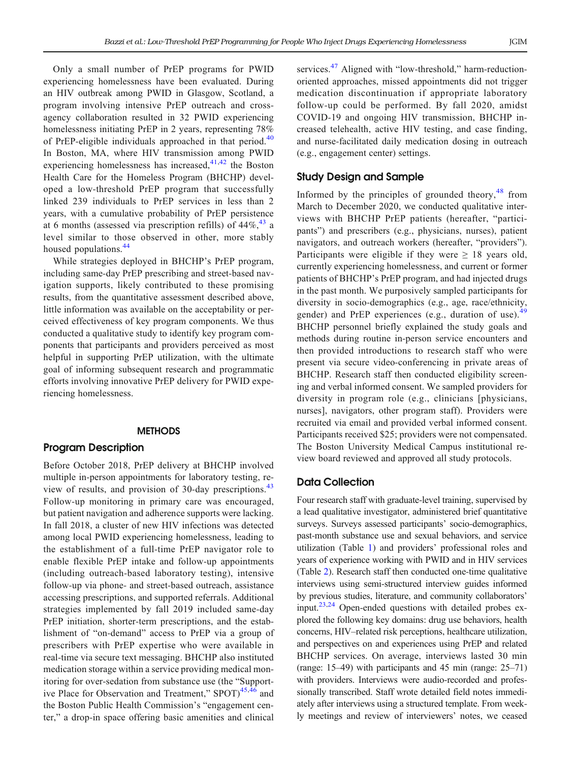Only a small number of PrEP programs for PWID experiencing homelessness have been evaluated. During an HIV outbreak among PWID in Glasgow, Scotland, a program involving intensive PrEP outreach and cross-agency collaboration resulted in 32 PWID experiencing homelessness initiating PrEP in 2 years, representing 78% of PrEP-eligible individuals approached in that period.[40] In Boston, MA, where HIV transmission among PWID experiencing homelessness has increased,[41,42] the Boston Health Care for the Homeless Program (BHCHP) developed a low-threshold PrEP program that successfully linked 239 individuals to PrEP services in less than 2 years, with a cumulative probability of PrEP persistence at 6 months (assessed via prescription refills) of 44%,[43] a level similar to those observed in other, more stably housed populations.[44]

While strategies deployed in BHCHP's PrEP program, including same-day PrEP prescribing and street-based navigation supports, likely contributed to these promising results, from the quantitative assessment described above, little information was available on the acceptability or perceived effectiveness of key program components. We thus conducted a qualitative study to identify key program components that participants and providers perceived as most helpful in supporting PrEP utilization, with the ultimate goal of informing subsequent research and programmatic efforts involving innovative PrEP delivery for PWID experiencing homelessness.

## METHODS

### Program Description

Before October 2018, PrEP delivery at BHCHP involved multiple in-person appointments for laboratory testing, review of results, and provision of 30-day prescriptions.[43] Follow-up monitoring in primary care was encouraged, but patient navigation and adherence supports were lacking. In fall 2018, a cluster of new HIV infections was detected among local PWID experiencing homelessness, leading to the establishment of a full-time PrEP navigator role to enable flexible PrEP intake and follow-up appointments (including outreach-based laboratory testing), intensive follow-up via phone- and street-based outreach, assistance accessing prescriptions, and supported referrals. Additional strategies implemented by fall 2019 included same-day PrEP initiation, shorter-term prescriptions, and the establishment of "on-demand" access to PrEP via a group of prescribers with PrEP expertise who were available in real-time via secure text messaging. BHCHP also instituted medication storage within a service providing medical monitoring for over-sedation from substance use (the "Supportive Place for Observation and Treatment," SPOT)[45,46] and the Boston Public Health Commission's "engagement center," a drop-in space offering basic amenities and clinical services.[47] Aligned with "low-threshold," harm-reduction-oriented approaches, missed appointments did not trigger medication discontinuation if appropriate laboratory follow-up could be performed. By fall 2020, amidst COVID-19 and ongoing HIV transmission, BHCHP increased telehealth, active HIV testing, and case finding, and nurse-facilitated daily medication dosing in outreach (e.g., engagement center) settings.

### Study Design and Sample

Informed by the principles of grounded theory,[48] from March to December 2020, we conducted qualitative interviews with BHCHP PrEP patients (hereafter, "participants") and prescribers (e.g., physicians, nurses), patient navigators, and outreach workers (hereafter, "providers"). Participants were eligible if they were ≥ 18 years old, currently experiencing homelessness, and current or former patients of BHCHP's PrEP program, and had injected drugs in the past month. We purposively sampled participants for diversity in socio-demographics (e.g., age, race/ethnicity, gender) and PrEP experiences (e.g., duration of use).[49] BHCHP personnel briefly explained the study goals and methods during routine in-person service encounters and then provided introductions to research staff who were present via secure video-conferencing in private areas of BHCHP. Research staff then conducted eligibility screening and verbal informed consent. We sampled providers for diversity in program role (e.g., clinicians [physicians, nurses], navigators, other program staff). Providers were recruited via email and provided verbal informed consent. Participants received $25; providers were not compensated. The Boston University Medical Campus institutional review board reviewed and approved all study protocols.

### Data Collection

Four research staff with graduate-level training, supervised by a lead qualitative investigator, administered brief quantitative surveys. Surveys assessed participants' socio-demographics, past-month substance use and sexual behaviors, and service utilization (Table 1) and providers' professional roles and years of experience working with PWID and in HIV services (Table 2). Research staff then conducted one-time qualitative interviews using semi-structured interview guides informed by previous studies, literature, and community collaborators' input.[23,24] Open-ended questions with detailed probes explored the following key domains: drug use behaviors, health concerns, HIV-related risk perceptions, healthcare utilization, and perspectives on and experiences using PrEP and related BHCHP services. On average, interviews lasted 30 min (range: 15–49) with participants and 45 min (range: 25–71) with providers. Interviews were audio-recorded and professionally transcribed. Staff wrote detailed field notes immediately after interviews using a structured template. From weekly meetings and review of interviewers' notes, we ceased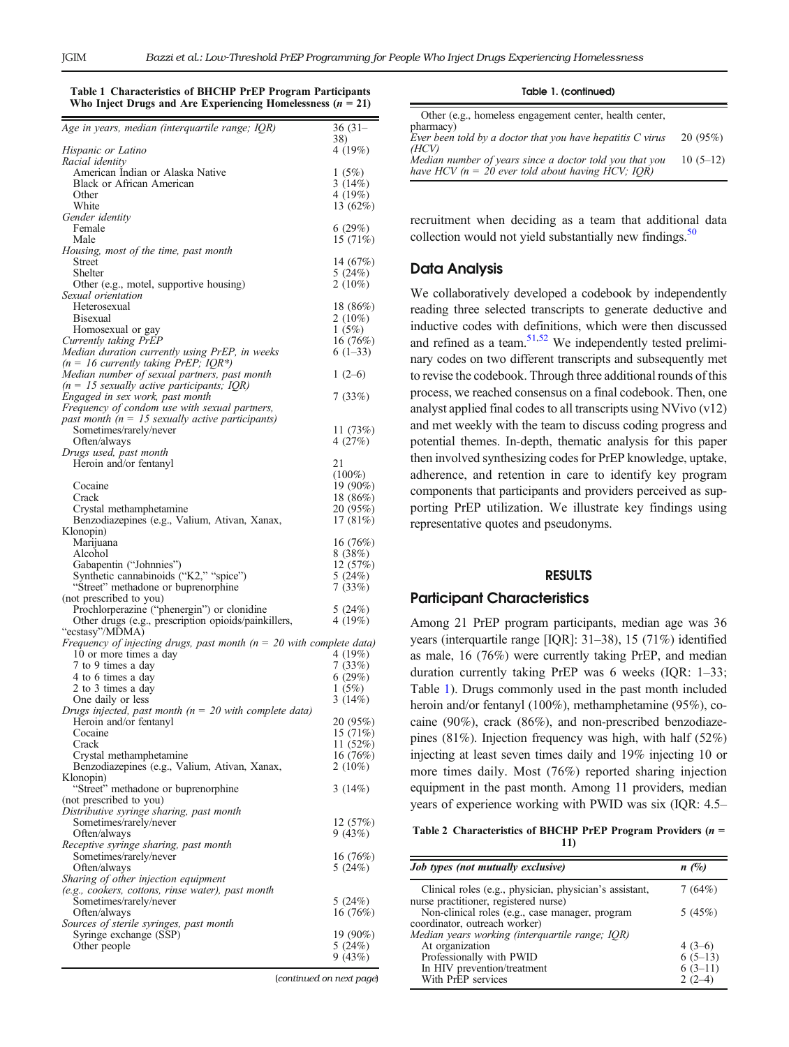**Table 1 Characteristics of BHCHP PrEP Program Participants Who Inject Drugs and Are Experiencing Homelessness (n = 21)**

| | |
|---|---|
| *Age in years, median (interquartile range; IQR)* | 36 (31–38) |
| *Hispanic or Latino* | 4 (19%) |
| *Racial identity* | |
| American Indian or Alaska Native | 1 (5%) |
| Black or African American | 3 (14%) |
| Other | 4 (19%) |
| White | 13 (62%) |
| *Gender identity* | |
| Female | 6 (29%) |
| Male | 15 (71%) |
| *Housing, most of the time, past month* | |
| Street | 14 (67%) |
| Shelter | 5 (24%) |
| Other (e.g., motel, supportive housing) | 2 (10%) |
| *Sexual orientation* | |
| Heterosexual | 18 (86%) |
| Bisexual | 2 (10%) |
| Homosexual or gay | 1 (5%) |
| *Currently taking PrEP* | 16 (76%) |
| *Median duration currently using PrEP, in weeks (n = 16 currently taking PrEP; IQR\*)* | 6 (1–33) |
| *Median number of sexual partners, past month (n = 15 sexually active participants; IQR)* | 1 (2–6) |
| *Engaged in sex work, past month* | 7 (33%) |
| *Frequency of condom use with sexual partners, past month (n = 15 sexually active participants)* | |
| Sometimes/rarely/never | 11 (73%) |
| Often/always | 4 (27%) |
| *Drugs used, past month* | |
| Heroin and/or fentanyl | 21 (100%) |
| Cocaine | 19 (90%) |
| Crack | 18 (86%) |
| Crystal methamphetamine | 20 (95%) |
| Benzodiazepines (e.g., Valium, Ativan, Xanax, Klonopin) | 17 (81%) |
| Marijuana | 16 (76%) |
| Alcohol | 8 (38%) |
| Gabapentin ("Johnnies") | 12 (57%) |
| Synthetic cannabinoids ("K2," "spice") | 5 (24%) |
| "Street" methadone or buprenorphine (not prescribed to you) | 7 (33%) |
| Prochlorperazine ("phenergin") or clonidine | 5 (24%) |
| Other drugs (e.g., prescription opioids/painkillers, "ecstasy"/MDMA) | 4 (19%) |
| *Frequency of injecting drugs, past month (n = 20 with complete data)* | |
| 10 or more times a day | 4 (19%) |
| 7 to 9 times a day | 7 (33%) |
| 4 to 6 times a day | 6 (29%) |
| 2 to 3 times a day | 1 (5%) |
| One daily or less | 3 (14%) |
| *Drugs injected, past month (n = 20 with complete data)* | |
| Heroin and/or fentanyl | 20 (95%) |
| Cocaine | 15 (71%) |
| Crack | 11 (52%) |
| Crystal methamphetamine | 16 (76%) |
| Benzodiazepines (e.g., Valium, Ativan, Xanax, Klonopin) | 2 (10%) |
| "Street" methadone or buprenorphine (not prescribed to you) | 3 (14%) |
| *Distributive syringe sharing, past month* | |
| Sometimes/rarely/never | 12 (57%) |
| Often/always | 9 (43%) |
| *Receptive syringe sharing, past month* | |
| Sometimes/rarely/never | 16 (76%) |
| Often/always | 5 (24%) |
| *Sharing of other injection equipment (e.g., cookers, cottons, rinse water), past month* | |
| Sometimes/rarely/never | 5 (24%) |
| Often/always | 16 (76%) |
| *Sources of sterile syringes, past month* | |
| Syringe exchange (SSP) | 19 (90%) |
| Other people | 5 (24%) |
| Other (e.g., homeless engagement center, health center, pharmacy) | 9 (43%) |
| *Ever been told by a doctor that you have hepatitis C virus (HCV)* | 20 (95%) |
| *Median number of years since a doctor told you that you have HCV (n = 20 ever told about having HCV; IQR)* | 10 (5–12) |

recruitment when deciding as a team that additional data collection would not yield substantially new findings.[50]

## Data Analysis

We collaboratively developed a codebook by independently reading three selected transcripts to generate deductive and inductive codes with definitions, which were then discussed and refined as a team.[51,52] We independently tested preliminary codes on two different transcripts and subsequently met to revise the codebook. Through three additional rounds of this process, we reached consensus on a final codebook. Then, one analyst applied final codes to all transcripts using NVivo (v12) and met weekly with the team to discuss coding progress and potential themes. In-depth, thematic analysis for this paper then involved synthesizing codes for PrEP knowledge, uptake, adherence, and retention in care to identify key program components that participants and providers perceived as supporting PrEP utilization. We illustrate key findings using representative quotes and pseudonyms.

# RESULTS

## Participant Characteristics

Among 21 PrEP program participants, median age was 36 years (interquartile range [IQR]: 31–38), 15 (71%) identified as male, 16 (76%) were currently taking PrEP, and median duration currently taking PrEP was 6 weeks (IQR: 1–33; Table 1). Drugs commonly used in the past month included heroin and/or fentanyl (100%), methamphetamine (95%), cocaine (90%), crack (86%), and non-prescribed benzodiazepines (81%). Injection frequency was high, with half (52%) injecting at least seven times daily and 19% injecting 10 or more times daily. Most (76%) reported sharing injection equipment in the past month. Among 11 providers, median years of experience working with PWID was six (IQR: 4.5–

**Table 2 Characteristics of BHCHP PrEP Program Providers (n = 11)**

| *Job types (not mutually exclusive)* | *n (%)* |
|---|---|
| Clinical roles (e.g., physician, physician's assistant, nurse practitioner, registered nurse) | 7 (64%) |
| Non-clinical roles (e.g., case manager, program coordinator, outreach worker) | 5 (45%) |
| *Median years working (interquartile range; IQR)* | |
| At organization | 4 (3–6) |
| Professionally with PWID | 6 (5–13) |
| In HIV prevention/treatment | 6 (3–11) |
| With PrEP services | 2 (2–4) |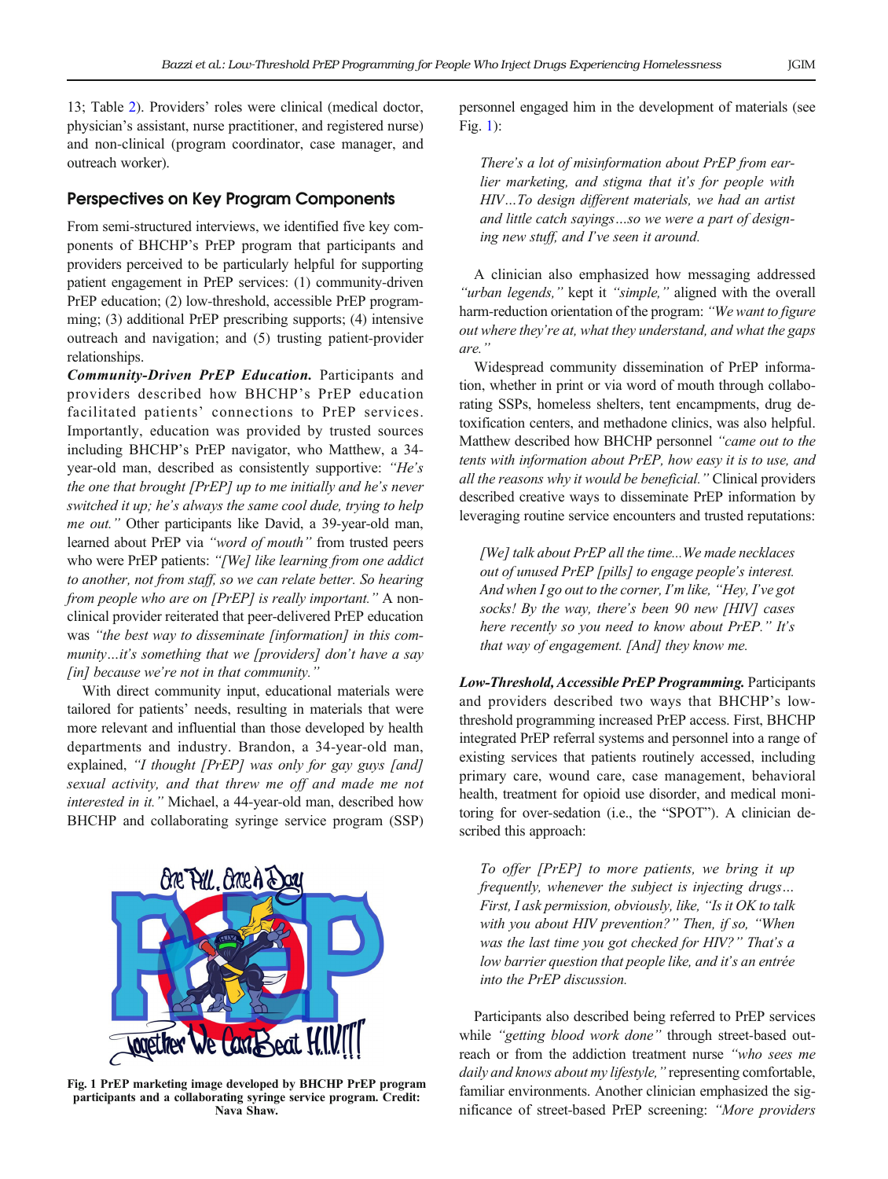13; Table 2). Providers' roles were clinical (medical doctor, physician's assistant, nurse practitioner, and registered nurse) and non-clinical (program coordinator, case manager, and outreach worker).

## Perspectives on Key Program Components

From semi-structured interviews, we identified five key components of BHCHP's PrEP program that participants and providers perceived to be particularly helpful for supporting patient engagement in PrEP services: (1) community-driven PrEP education; (2) low-threshold, accessible PrEP programming; (3) additional PrEP prescribing supports; (4) intensive outreach and navigation; and (5) trusting patient-provider relationships.

***Community-Driven PrEP Education.*** Participants and providers described how BHCHP's PrEP education facilitated patients' connections to PrEP services. Importantly, education was provided by trusted sources including BHCHP's PrEP navigator, who Matthew, a 34-year-old man, described as consistently supportive: *"He's the one that brought [PrEP] up to me initially and he's never switched it up; he's always the same cool dude, trying to help me out."* Other participants like David, a 39-year-old man, learned about PrEP via *"word of mouth"* from trusted peers who were PrEP patients: *"[We] like learning from one addict to another, not from staff, so we can relate better. So hearing from people who are on [PrEP] is really important."* A non-clinical provider reiterated that peer-delivered PrEP education was *"the best way to disseminate [information] in this community…it's something that we [providers] don't have a say [in] because we're not in that community."*

With direct community input, educational materials were tailored for patients' needs, resulting in materials that were more relevant and influential than those developed by health departments and industry. Brandon, a 34-year-old man, explained, *"I thought [PrEP] was only for gay guys [and] sexual activity, and that threw me off and made me not interested in it."* Michael, a 44-year-old man, described how BHCHP and collaborating syringe service program (SSP) personnel engaged him in the development of materials (see Fig. 1):

> *There's a lot of misinformation about PrEP from earlier marketing, and stigma that it's for people with HIV…To design different materials, we had an artist and little catch sayings…so we were a part of designing new stuff, and I've seen it around.*

**Fig. 1 PrEP marketing image developed by BHCHP PrEP program participants and a collaborating syringe service program. Credit: Nava Shaw.**

A clinician also emphasized how messaging addressed *"urban legends,"* kept it *"simple,"* aligned with the overall harm-reduction orientation of the program: *"We want to figure out where they're at, what they understand, and what the gaps are."*

Widespread community dissemination of PrEP information, whether in print or via word of mouth through collaborating SSPs, homeless shelters, tent encampments, drug detoxification centers, and methadone clinics, was also helpful. Matthew described how BHCHP personnel *"came out to the tents with information about PrEP, how easy it is to use, and all the reasons why it would be beneficial."* Clinical providers described creative ways to disseminate PrEP information by leveraging routine service encounters and trusted reputations:

> *[We] talk about PrEP all the time...We made necklaces out of unused PrEP [pills] to engage people's interest. And when I go out to the corner, I'm like, "Hey, I've got socks! By the way, there's been 90 new [HIV] cases here recently so you need to know about PrEP." It's that way of engagement. [And] they know me.*

***Low-Threshold, Accessible PrEP Programming.*** Participants and providers described two ways that BHCHP's low-threshold programming increased PrEP access. First, BHCHP integrated PrEP referral systems and personnel into a range of existing services that patients routinely accessed, including primary care, wound care, case management, behavioral health, treatment for opioid use disorder, and medical monitoring for over-sedation (i.e., the "SPOT"). A clinician described this approach:

> *To offer [PrEP] to more patients, we bring it up frequently, whenever the subject is injecting drugs… First, I ask permission, obviously, like, "Is it OK to talk with you about HIV prevention?" Then, if so, "When was the last time you got checked for HIV?" That's a low barrier question that people like, and it's an entrée into the PrEP discussion.*

Participants also described being referred to PrEP services while *"getting blood work done"* through street-based outreach or from the addiction treatment nurse *"who sees me daily and knows about my lifestyle,"* representing comfortable, familiar environments. Another clinician emphasized the significance of street-based PrEP screening: *"More providers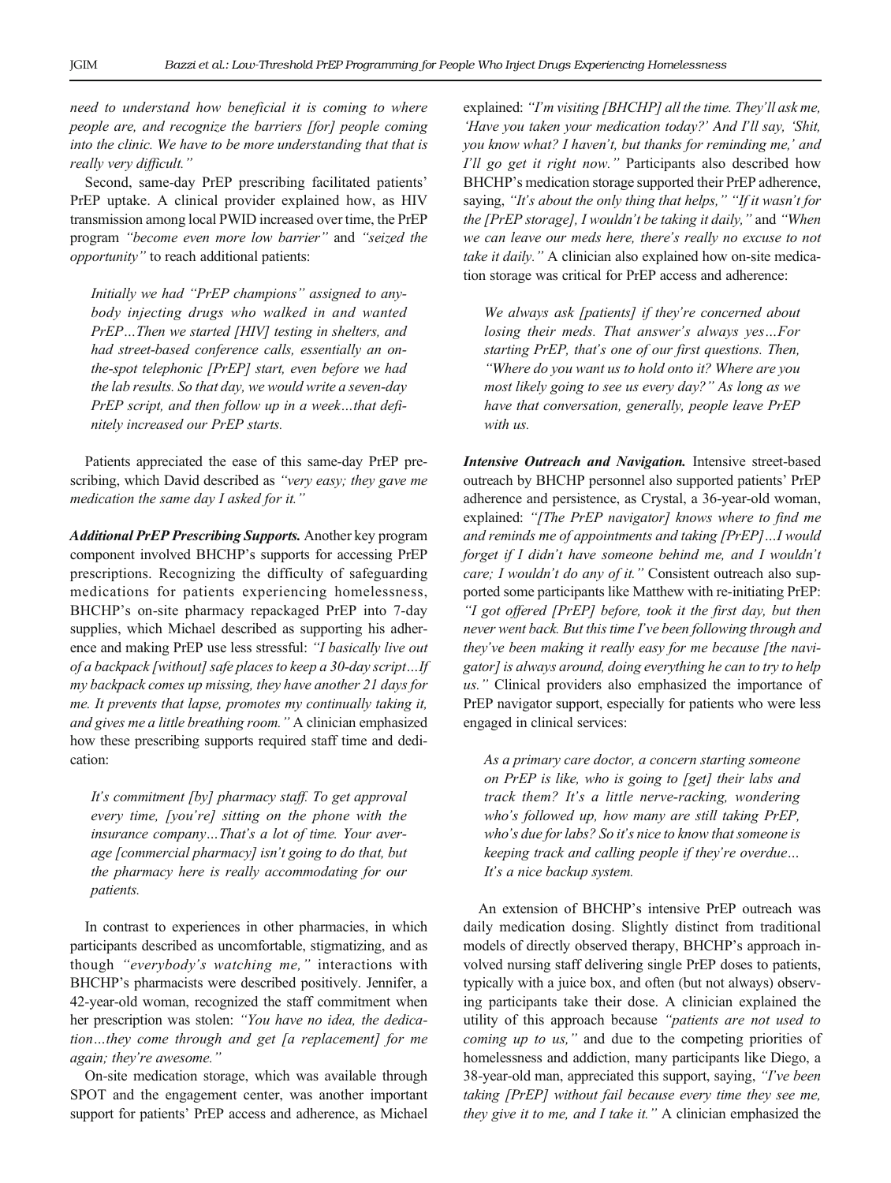*need to understand how beneficial it is coming to where people are, and recognize the barriers [for] people coming into the clinic. We have to be more understanding that that is really very difficult."*

Second, same-day PrEP prescribing facilitated patients' PrEP uptake. A clinical provider explained how, as HIV transmission among local PWID increased over time, the PrEP program *"become even more low barrier"* and *"seized the opportunity"* to reach additional patients:

> *Initially we had "PrEP champions" assigned to anybody injecting drugs who walked in and wanted PrEP…Then we started [HIV] testing in shelters, and had street-based conference calls, essentially an on-the-spot telephonic [PrEP] start, even before we had the lab results. So that day, we would write a seven-day PrEP script, and then follow up in a week…that definitely increased our PrEP starts.*

Patients appreciated the ease of this same-day PrEP prescribing, which David described as *"very easy; they gave me medication the same day I asked for it."*

***Additional PrEP Prescribing Supports.*** Another key program component involved BHCHP's supports for accessing PrEP prescriptions. Recognizing the difficulty of safeguarding medications for patients experiencing homelessness, BHCHP's on-site pharmacy repackaged PrEP into 7-day supplies, which Michael described as supporting his adherence and making PrEP use less stressful: *"I basically live out of a backpack [without] safe places to keep a 30-day script…If my backpack comes up missing, they have another 21 days for me. It prevents that lapse, promotes my continually taking it, and gives me a little breathing room."* A clinician emphasized how these prescribing supports required staff time and dedication:

> *It's commitment [by] pharmacy staff. To get approval every time, [you're] sitting on the phone with the insurance company…That's a lot of time. Your average [commercial pharmacy] isn't going to do that, but the pharmacy here is really accommodating for our patients.*

In contrast to experiences in other pharmacies, in which participants described as uncomfortable, stigmatizing, and as though *"everybody's watching me,"* interactions with BHCHP's pharmacists were described positively. Jennifer, a 42-year-old woman, recognized the staff commitment when her prescription was stolen: *"You have no idea, the dedication…they come through and get [a replacement] for me again; they're awesome."*

On-site medication storage, which was available through SPOT and the engagement center, was another important support for patients' PrEP access and adherence, as Michael explained: *"I'm visiting [BHCHP] all the time. They'll ask me, 'Have you taken your medication today?' And I'll say, 'Shit, you know what? I haven't, but thanks for reminding me,' and I'll go get it right now."* Participants also described how BHCHP's medication storage supported their PrEP adherence, saying, *"It's about the only thing that helps," "If it wasn't for the [PrEP storage], I wouldn't be taking it daily,"* and *"When we can leave our meds here, there's really no excuse to not take it daily."* A clinician also explained how on-site medication storage was critical for PrEP access and adherence:

> *We always ask [patients] if they're concerned about losing their meds. That answer's always yes…For starting PrEP, that's one of our first questions. Then, "Where do you want us to hold onto it? Where are you most likely going to see us every day?" As long as we have that conversation, generally, people leave PrEP with us.*

***Intensive Outreach and Navigation.*** Intensive street-based outreach by BHCHP personnel also supported patients' PrEP adherence and persistence, as Crystal, a 36-year-old woman, explained: *"[The PrEP navigator] knows where to find me and reminds me of appointments and taking [PrEP]…I would forget if I didn't have someone behind me, and I wouldn't care; I wouldn't do any of it."* Consistent outreach also supported some participants like Matthew with re-initiating PrEP: *"I got offered [PrEP] before, took it the first day, but then never went back. But this time I've been following through and they've been making it really easy for me because [the navigator] is always around, doing everything he can to try to help us."* Clinical providers also emphasized the importance of PrEP navigator support, especially for patients who were less engaged in clinical services:

> *As a primary care doctor, a concern starting someone on PrEP is like, who is going to [get] their labs and track them? It's a little nerve-racking, wondering who's followed up, how many are still taking PrEP, who's due for labs? So it's nice to know that someone is keeping track and calling people if they're overdue… It's a nice backup system.*

An extension of BHCHP's intensive PrEP outreach was daily medication dosing. Slightly distinct from traditional models of directly observed therapy, BHCHP's approach involved nursing staff delivering single PrEP doses to patients, typically with a juice box, and often (but not always) observing participants take their dose. A clinician explained the utility of this approach because *"patients are not used to coming up to us,"* and due to the competing priorities of homelessness and addiction, many participants like Diego, a 38-year-old man, appreciated this support, saying, *"I've been taking [PrEP] without fail because every time they see me, they give it to me, and I take it."* A clinician emphasized the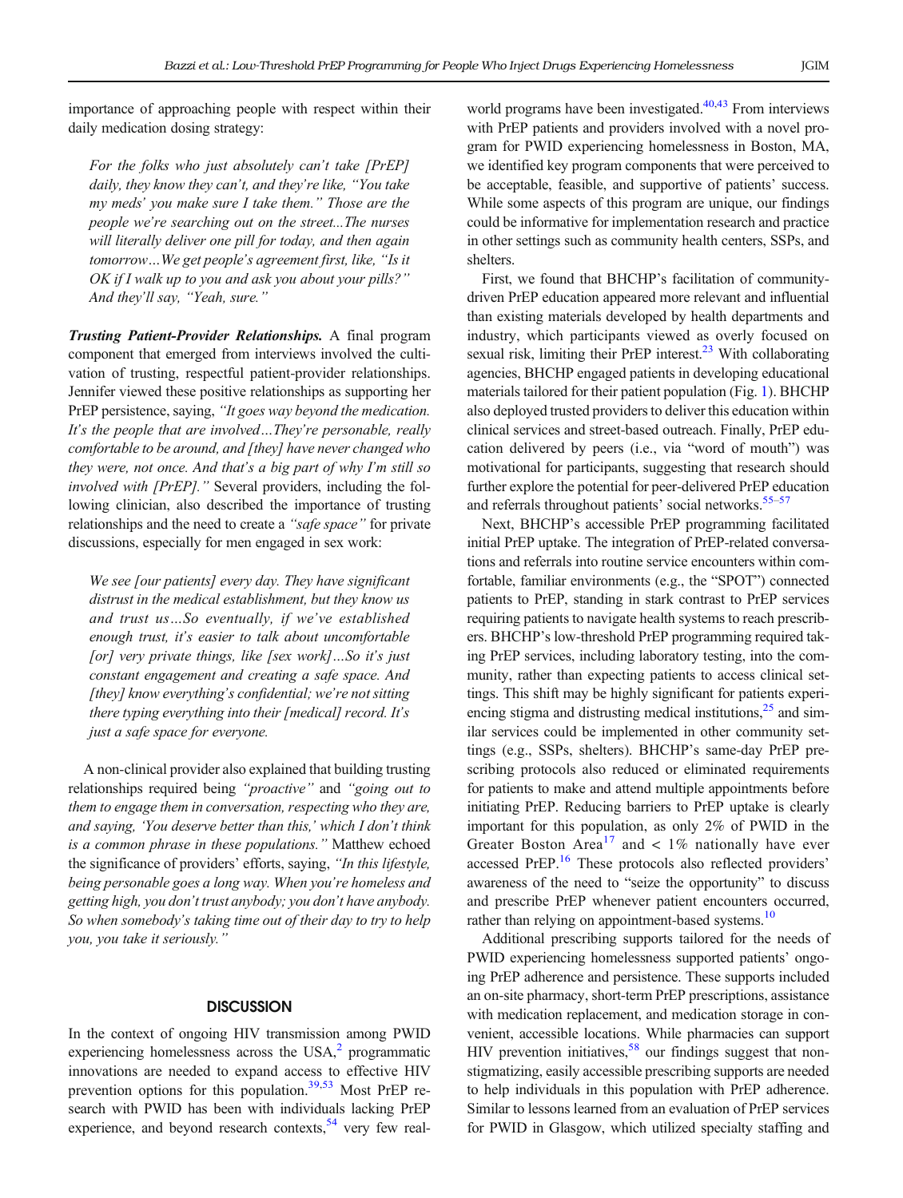importance of approaching people with respect within their daily medication dosing strategy:

> *For the folks who just absolutely can't take [PrEP] daily, they know they can't, and they're like, "You take my meds' you make sure I take them." Those are the people we're searching out on the street...The nurses will literally deliver one pill for today, and then again tomorrow…We get people's agreement first, like, "Is it OK if I walk up to you and ask you about your pills?" And they'll say, "Yeah, sure."*

***Trusting Patient-Provider Relationships.*** A final program component that emerged from interviews involved the cultivation of trusting, respectful patient-provider relationships. Jennifer viewed these positive relationships as supporting her PrEP persistence, saying, *"It goes way beyond the medication. It's the people that are involved…They're personable, really comfortable to be around, and [they] have never changed who they were, not once. And that's a big part of why I'm still so involved with [PrEP]."* Several providers, including the following clinician, also described the importance of trusting relationships and the need to create a *"safe space"* for private discussions, especially for men engaged in sex work:

> *We see [our patients] every day. They have significant distrust in the medical establishment, but they know us and trust us…So eventually, if we've established enough trust, it's easier to talk about uncomfortable [or] very private things, like [sex work]…So it's just constant engagement and creating a safe space. And [they] know everything's confidential; we're not sitting there typing everything into their [medical] record. It's just a safe space for everyone.*

A non-clinical provider also explained that building trusting relationships required being *"proactive"* and *"going out to them to engage them in conversation, respecting who they are, and saying, 'You deserve better than this,' which I don't think is a common phrase in these populations."* Matthew echoed the significance of providers' efforts, saying, *"In this lifestyle, being personable goes a long way. When you're homeless and getting high, you don't trust anybody; you don't have anybody. So when somebody's taking time out of their day to try to help you, you take it seriously."*

## DISCUSSION

In the context of ongoing HIV transmission among PWID experiencing homelessness across the USA,[2] programmatic innovations are needed to expand access to effective HIV prevention options for this population.[39,53] Most PrEP research with PWID has been with individuals lacking PrEP experience, and beyond research contexts,[54] very few real-world programs have been investigated.[40,43] From interviews with PrEP patients and providers involved with a novel program for PWID experiencing homelessness in Boston, MA, we identified key program components that were perceived to be acceptable, feasible, and supportive of patients' success. While some aspects of this program are unique, our findings could be informative for implementation research and practice in other settings such as community health centers, SSPs, and shelters.

First, we found that BHCHP's facilitation of community-driven PrEP education appeared more relevant and influential than existing materials developed by health departments and industry, which participants viewed as overly focused on sexual risk, limiting their PrEP interest.[23] With collaborating agencies, BHCHP engaged patients in developing educational materials tailored for their patient population (Fig. 1). BHCHP also deployed trusted providers to deliver this education within clinical services and street-based outreach. Finally, PrEP education delivered by peers (i.e., via "word of mouth") was motivational for participants, suggesting that research should further explore the potential for peer-delivered PrEP education and referrals throughout patients' social networks.[55–57]

Next, BHCHP's accessible PrEP programming facilitated initial PrEP uptake. The integration of PrEP-related conversations and referrals into routine service encounters within comfortable, familiar environments (e.g., the "SPOT") connected patients to PrEP, standing in stark contrast to PrEP services requiring patients to navigate health systems to reach prescribers. BHCHP's low-threshold PrEP programming required taking PrEP services, including laboratory testing, into the community, rather than expecting patients to access clinical settings. This shift may be highly significant for patients experiencing stigma and distrusting medical institutions,[25] and similar services could be implemented in other community settings (e.g., SSPs, shelters). BHCHP's same-day PrEP prescribing protocols also reduced or eliminated requirements for patients to make and attend multiple appointments before initiating PrEP. Reducing barriers to PrEP uptake is clearly important for this population, as only 2% of PWID in the Greater Boston Area[17] and < 1% nationally have ever accessed PrEP.[16] These protocols also reflected providers' awareness of the need to "seize the opportunity" to discuss and prescribe PrEP whenever patient encounters occurred, rather than relying on appointment-based systems.[10]

Additional prescribing supports tailored for the needs of PWID experiencing homelessness supported patients' ongoing PrEP adherence and persistence. These supports included an on-site pharmacy, short-term PrEP prescriptions, assistance with medication replacement, and medication storage in convenient, accessible locations. While pharmacies can support HIV prevention initiatives,[58] our findings suggest that non-stigmatizing, easily accessible prescribing supports are needed to help individuals in this population with PrEP adherence. Similar to lessons learned from an evaluation of PrEP services for PWID in Glasgow, which utilized specialty staffing and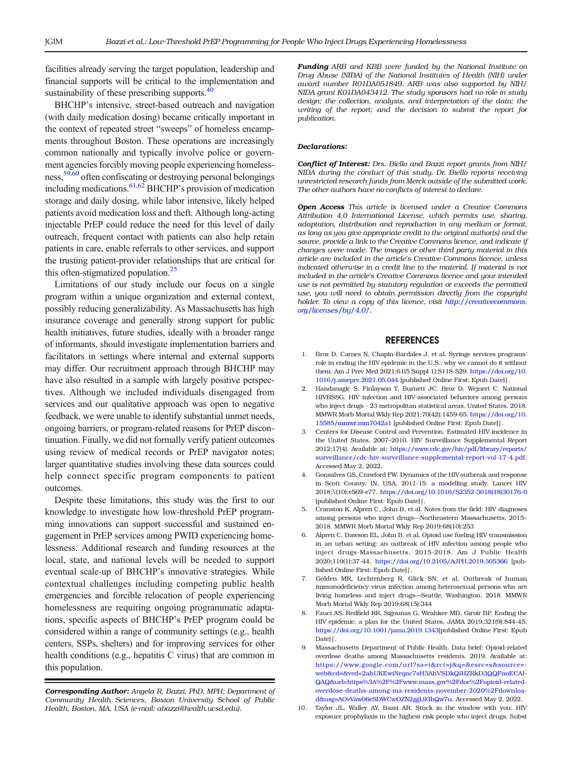facilities already serving the target population, leadership and financial supports will be critical to the implementation and sustainability of these prescribing supports.[40]

BHCHP's intensive, street-based outreach and navigation (with daily medication dosing) became critically important in the context of repeated street "sweeps" of homeless encampments throughout Boston. These operations are increasingly common nationally and typically involve police or government agencies forcibly moving people experiencing homelessness,[59,60] often confiscating or destroying personal belongings including medications.[61,62] BHCHP's provision of medication storage and daily dosing, while labor intensive, likely helped patients avoid medication loss and theft. Although long-acting injectable PrEP could reduce the need for this level of daily outreach, frequent contact with patients can also help retain patients in care, enable referrals to other services, and support the trusting patient-provider relationships that are critical for this often-stigmatized population.[25]

Limitations of our study include our focus on a single program within a unique organization and external context, possibly reducing generalizability. As Massachusetts has high insurance coverage and generally strong support for public health initiatives, future studies, ideally with a broader range of informants, should investigate implementation barriers and facilitators in settings where internal and external supports may differ. Our recruitment approach through BHCHP may have also resulted in a sample with largely positive perspectives. Although we included individuals disengaged from services and our qualitative approach was open to negative feedback, we were unable to identify substantial unmet needs, ongoing barriers, or program-related reasons for PrEP discontinuation. Finally, we did not formally verify patient outcomes using review of medical records or PrEP navigator notes; larger quantitative studies involving these data sources could help connect specific program components to patient outcomes.

Despite these limitations, this study was the first to our knowledge to investigate how low-threshold PrEP programming innovations can support successful and sustained engagement in PrEP services among PWID experiencing homelessness. Additional research and funding resources at the local, state, and national levels will be needed to support eventual scale-up of BHCHP's innovative strategies. While contextual challenges including competing public health emergencies and forcible relocation of people experiencing homelessness are requiring ongoing programmatic adaptations, specific aspects of BHCHP's PrEP program could be considered within a range of community settings (e.g., health centers, SSPs, shelters) and for improving services for other health conditions (e.g., hepatitis C virus) that are common in this population.

***Corresponding Author:*** *Angela R. Bazzi, PhD, MPH; Department of Community Health Sciences, Boston University School of Public Health, Boston, MA, USA (e-mail: abazzi@health.ucsd.edu).*

***Funding*** *ARB and KBB were funded by the National Institute on Drug Abuse (NIDA) of the National Institutes of Health (NIH) under award number R01DA051849. ARB was also supported by NIH/NIDA grant K01DA043412. The study sponsors had no role in study design; the collection, analysis, and interpretation of the data; the writing of the report; and the decision to submit the report for publication.*

***Declarations:***

***Conflict of Interest:*** *Drs. Biello and Bazzi report grants from NIH/NIDA during the conduct of this study. Dr. Biello reports receiving unrestricted research funds from Merck outside of the submitted work. The other authors have no conflicts of interest to declare.*

***Open Access*** *This article is licensed under a Creative Commons Attribution 4.0 International License, which permits use, sharing, adaptation, distribution and reproduction in any medium or format, as long as you give appropriate credit to the original author(s) and the source, provide a link to the Creative Commons licence, and indicate if changes were made. The images or other third party material in this article are included in the article's Creative Commons licence, unless indicated otherwise in a credit line to the material. If material is not included in the article's Creative Commons licence and your intended use is not permitted by statutory regulation or exceeds the permitted use, you will need to obtain permission directly from the copyright holder. To view a copy of this licence, visit http://creativecommons.org/licenses/by/4.0/.*

## REFERENCES

1. Broz D, Carnes N, Chapin-Bardales J, et al. Syringe services programs' role in ending the HIV epidemic in the U.S.: why we cannot do it without them. Am J Prev Med 2021;61(5 Suppl 1):S118-S29. https://doi.org/10.1016/j.amepre.2021.05.044 [published Online First: Epub Date]|.
2. Handanagic S, Finlayson T, Burnett JC, Broz D, Wejnert C, National HIVBSSG. HIV infection and HIV-associated behaviors among persons who inject drugs - 23 metropolitan statistical areas, United States, 2018. MMWR Morb Mortal Wkly Rep 2021;70(42):1459-65. https://doi.org/10.15585/mmwr.mm7042a1 [published Online First: Epub Date]|.
3. Centers for Disease Control and Prevention. Estimated HIV incidence in the United States, 2007–2010. HIV Surveillance Supplemental Report 2012;17(4). Available at: https://www.cdc.gov/hiv/pdf/library/reports/surveillance/cdc-hiv-surveillance-supplemental-report-vol-17-4.pdf. Accessed May 2, 2022.
4. Gonsalves GS, Crawford FW. Dynamics of the HIV outbreak and response in Scott County, IN, USA, 2011-15: a modelling study. Lancet HIV 2018;\(10):e569-e77. https://doi.org/10.1016/S2352-3018(18)30176-0 [published Online First: Epub Date]|.
5. Cranston K, Alpren C, John B, et al. Notes from the field: HIV diagnoses among persons who inject drugs—Northeastern Massachusetts, 2015–2018. MMWR Morb Mortal Wkly Rep 2019;68(10):253
6. Alpren C, Dawson EL, John B, et al. Opioid use fueling HIV transmission in an urban setting: an outbreak of HIV infection among people who inject drugs-Massachusetts, 2015-2018. Am J Public Health 2020;110(1):37-44. https://doi.org/10.2105/AJPH.2019.305366 [published Online First: Epub Date]|.
7. Golden MR, Lechtenberg R, Glick SN, et al. Outbreak of human immunodeficiency virus infection among heterosexual persons who are living homeless and inject drugs—Seattle, Washington, 2018. MMWR Morb Mortal Wkly Rep 2019;68(15):344
8. Fauci AS, Redfield RR, Sigounas G, Weahkee MD, Giroir BP. Ending the HIV epidemic: a plan for the United States. JAMA 2019;321(9):844-45. https://doi.org/10.1001/jama.2019.1343[published Online First: Epub Date]|.
9. Massachusetts Department of Public Health. Data brief: Opioid-related overdose deaths among Massachusetts residents, 2019. Available at: https://www.google.com/url?sa=t&rct=j&q=&esrc=s&source=web&cd=&ved=2ahUKEwiNrqnc7sH3AhVSDkQIHZRkD3QQFnoECAIQAQ&url=https%3A%2F%2Fwww.mass.gov%2Fdoc%2Fopioid-related-overdose-deaths-among-ma-residents-november-2020%2Fdownload&usg=AOvVaw06eSDWCwOZN2ggL93hQw7u. Accessed May 2, 2022.
10. Taylor JL, Walley AY, Bazzi AR. Stuck in the window with you: HIV exposure prophylaxis in the highest risk people who inject drugs. Subst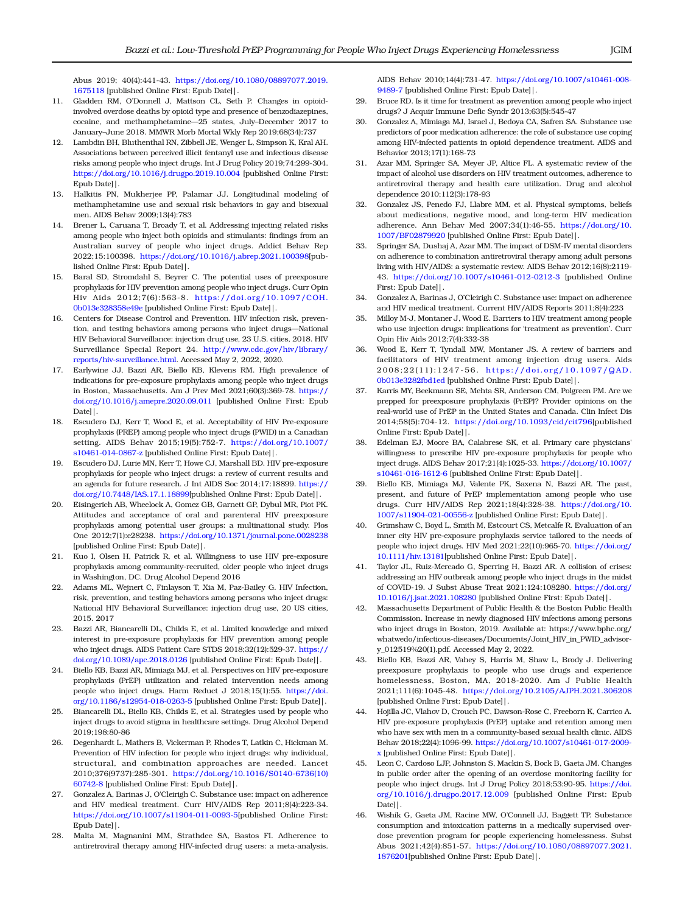Abus 2019; 40(4):441-43. https://doi.org/10.1080/08897077.2019.1675118 [published Online First: Epub Date]|.

11. Gladden RM, O'Donnell J, Mattson CL, Seth P. Changes in opioid-involved overdose deaths by opioid type and presence of benzodiazepines, cocaine, and methamphetamine—25 states, July–December 2017 to January–June 2018. MMWR Morb Mortal Wkly Rep 2019;68(34):737
12. Lambdin BH, Bluthenthal RN, Zibbell JE, Wenger L, Simpson K, Kral AH. Associations between perceived illicit fentanyl use and infectious disease risks among people who inject drugs. Int J Drug Policy 2019;74:299-304. https://doi.org/10.1016/j.drugpo.2019.10.004 [published Online First: Epub Date]|.
13. Halkitis PN, Mukherjee PP, Palamar JJ. Longitudinal modeling of methamphetamine use and sexual risk behaviors in gay and bisexual men. AIDS Behav 2009;13(4):783
14. Brener L, Caruana T, Broady T, et al. Addressing injecting related risks among people who inject both opioids and stimulants: findings from an Australian survey of people who inject drugs. Addict Behav Rep 2022;15:100398. https://doi.org/10.1016/j.abrep.2021.100398[published Online First: Epub Date]|.
15. Baral SD, Stromdahl S, Beyrer C. The potential uses of preexposure prophylaxis for HIV prevention among people who inject drugs. Curr Opin Hiv Aids 2012;7(6):563-8. https://doi.org/10.1097/COH.0b013e328358e49e [published Online First: Epub Date]|.
16. Centers for Disease Control and Prevention. HIV infection risk, prevention, and testing behaviors among persons who inject drugs—National HIV Behavioral Surveillance: injection drug use, 23 U.S. cities, 2018. HIV Surveillance Special Report 24. http://www.cdc.gov/hiv/library/reports/hiv-surveillance.html. Accessed May 2, 2022, 2020.
17. Earlywine JJ, Bazzi AR, Biello KB, Klevens RM. High prevalence of indications for pre-exposure prophylaxis among people who inject drugs in Boston, Massachusetts. Am J Prev Med 2021;60(3):369-78. https://doi.org/10.1016/j.amepre.2020.09.011 [published Online First: Epub Date]|.
18. Escudero DJ, Kerr T, Wood E, et al. Acceptability of HIV Pre-exposure prophylaxis (PREP) among people who inject drugs (PWID) in a Canadian setting. AIDS Behav 2015;19(5):752-7. https://doi.org/10.1007/s10461-014-0867-z [published Online First: Epub Date]|.
19. Escudero DJ, Lurie MN, Kerr T, Howe CJ, Marshall BD. HIV pre-exposure prophylaxis for people who inject drugs: a review of current results and an agenda for future research. J Int AIDS Soc 2014;17:18899. https://doi.org/10.7448/IAS.17.1.18899[published Online First: Epub Date]|.
20. Eisingerich AB, Wheelock A, Gomez GB, Garnett GP, Dybul MR, Piot PK. Attitudes and acceptance of oral and parenteral HIV preexposure prophylaxis among potential user groups: a multinational study. Plos One 2012;7(1):e28238. https://doi.org/10.1371/journal.pone.0028238 [published Online First: Epub Date]|.
21. Kuo I, Olsen H, Patrick R, et al. Willingness to use HIV pre-exposure prophylaxis among community-recruited, older people who inject drugs in Washington, DC. Drug Alcohol Depend 2016
22. Adams ML, Wejnert C, Finlayson T, Xia M, Paz-Bailey G. HIV Infection, risk, prevention, and testing behaviors among persons who inject drugs: National HIV Behavioral Surveillance: injection drug use, 20 US cities, 2015. 2017
23. Bazzi AR, Biancarelli DL, Childs E, et al. Limited knowledge and mixed interest in pre-exposure prophylaxis for HIV prevention among people who inject drugs. AIDS Patient Care STDS 2018;32(12):529-37. https://doi.org/10.1089/apc.2018.0126 [published Online First: Epub Date]|.
24. Biello KB, Bazzi AR, Mimiaga MJ, et al. Perspectives on HIV pre-exposure prophylaxis (PrEP) utilization and related intervention needs among people who inject drugs. Harm Reduct J 2018;15(1):55. https://doi.org/10.1186/s12954-018-0263-5 [published Online First: Epub Date]|.
25. Biancarelli DL, Biello KB, Childs E, et al. Strategies used by people who inject drugs to avoid stigma in healthcare settings. Drug Alcohol Depend 2019;198:80-86
26. Degenhardt L, Mathers B, Vickerman P, Rhodes T, Latkin C, Hickman M. Prevention of HIV infection for people who inject drugs: why individual, structural, and combination approaches are needed. Lancet 2010;376(9737):285-301. https://doi.org/10.1016/S0140-6736(10)60742-8 [published Online First: Epub Date]|.
27. Gonzalez A, Barinas J, O'Cleirigh C. Substance use: impact on adherence and HIV medical treatment. Curr HIV/AIDS Rep 2011;8(4):223-34. https://doi.org/10.1007/s11904-011-0093-5[published Online First: Epub Date]|.
28. Malta M, Magnanini MM, Strathdee SA, Bastos FI. Adherence to antiretroviral therapy among HIV-infected drug users: a meta-analysis. AIDS Behav 2010;14(4):731-47. https://doi.org/10.1007/s10461-008-9489-7 [published Online First: Epub Date]|.
29. Bruce RD. Is it time for treatment as prevention among people who inject drugs? J Acquir Immune Defic Syndr 2013;63(5):545-47
30. Gonzalez A, Mimiaga MJ, Israel J, Bedoya CA, Safren SA. Substance use predictors of poor medication adherence: the role of substance use coping among HIV-infected patients in opioid dependence treatment. AIDS and Behavior 2013;17(1):168-73
31. Azar MM, Springer SA, Meyer JP, Altice FL. A systematic review of the impact of alcohol use disorders on HIV treatment outcomes, adherence to antiretroviral therapy and health care utilization. Drug and alcohol dependence 2010;112(3):178-93
32. Gonzalez JS, Penedo FJ, Llabre MM, et al. Physical symptoms, beliefs about medications, negative mood, and long-term HIV medication adherence. Ann Behav Med 2007;34(1):46-55. https://doi.org/10.1007/BF02879920 [published Online First: Epub Date]|.
33. Springer SA, Dushaj A, Azar MM. The impact of DSM-IV mental disorders on adherence to combination antiretroviral therapy among adult persons living with HIV/AIDS: a systematic review. AIDS Behav 2012;16(8):2119-43. https://doi.org/10.1007/s10461-012-0212-3 [published Online First: Epub Date]|.
34. Gonzalez A, Barinas J, O'Cleirigh C. Substance use: impact on adherence and HIV medical treatment. Current HIV/AIDS Reports 2011;8(4):223
35. Milloy M-J, Montaner J, Wood E. Barriers to HIV treatment among people who use injection drugs: implications for 'treatment as prevention'. Curr Opin Hiv Aids 2012;7(4):332-38
36. Wood E, Kerr T, Tyndall MW, Montaner JS. A review of barriers and facilitators of HIV treatment among injection drug users. Aids 2008;22(11):1247-56. https://doi.org/10.1097/QAD.0b013e3282fbd1ed [published Online First: Epub Date]|.
37. Karris MY, Beekmann SE, Mehta SR, Anderson CM, Polgreen PM. Are we prepped for preexposure prophylaxis (PrEP)? Provider opinions on the real-world use of PrEP in the United States and Canada. Clin Infect Dis 2014;58(5):704-12. https://doi.org/10.1093/cid/cit796[published Online First: Epub Date]|.
38. Edelman EJ, Moore BA, Calabrese SK, et al. Primary care physicians' willingness to prescribe HIV pre-exposure prophylaxis for people who inject drugs. AIDS Behav 2017;21(4):1025-33. https://doi.org/10.1007/s10461-016-1612-6 [published Online First: Epub Date]|.
39. Biello KB, Mimiaga MJ, Valente PK, Saxena N, Bazzi AR. The past, present, and future of PrEP implementation among people who use drugs. Curr HIV/AIDS Rep 2021;18(4):328-38. https://doi.org/10.1007/s11904-021-00556-z [published Online First: Epub Date]|.
40. Grimshaw C, Boyd L, Smith M, Estcourt CS, Metcalfe R. Evaluation of an inner city HIV pre-exposure prophylaxis service tailored to the needs of people who inject drugs. HIV Med 2021;22(10):965-70. https://doi.org/10.1111/hiv.13181[published Online First: Epub Date]|.
41. Taylor JL, Ruiz-Mercado G, Sperring H, Bazzi AR. A collision of crises: addressing an HIV outbreak among people who inject drugs in the midst of COVID-19. J Subst Abuse Treat 2021;124:108280. https://doi.org/10.1016/j.jsat.2021.108280 [published Online First: Epub Date]|.
42. Massachusetts Department of Public Health & the Boston Public Health Commission. Increase in newly diagnosed HIV infections among persons who inject drugs in Boston, 2019. Available at: https://www.bphc.org/whatwedo/infectious-diseases/Documents/Joint_HIV_in_PWID_advisory_012519%20(1).pdf. Accessed May 2, 2022.
43. Biello KB, Bazzi AR, Vahey S, Harris M, Shaw L, Brody J. Delivering preexposure prophylaxis to people who use drugs and experience homelessness, Boston, MA, 2018-2020. Am J Public Health 2021;111(6):1045-48. https://doi.org/10.2105/AJPH.2021.306208 [published Online First: Epub Date]|.
44. Hojilla JC, Vlahov D, Crouch PC, Dawson-Rose C, Freeborn K, Carrico A. HIV pre-exposure prophylaxis (PrEP) uptake and retention among men who have sex with men in a community-based sexual health clinic. AIDS Behav 2018;22(4):1096-99. https://doi.org/10.1007/s10461-017-2009-x [published Online First: Epub Date]|.
45. Leon C, Cardoso LJP, Johnston S, Mackin S, Bock B, Gaeta JM. Changes in public order after the opening of an overdose monitoring facility for people who inject drugs. Int J Drug Policy 2018;53:90-95. https://doi.org/10.1016/j.drugpo.2017.12.009 [published Online First: Epub Date]|.
46. Wishik G, Gaeta JM, Racine MW, O'Connell JJ, Baggett TP. Substance consumption and intoxication patterns in a medically supervised overdose prevention program for people experiencing homelessness. Subst Abus 2021;42(4):851-57. https://doi.org/10.1080/08897077.2021.1876201[published Online First: Epub Date]|.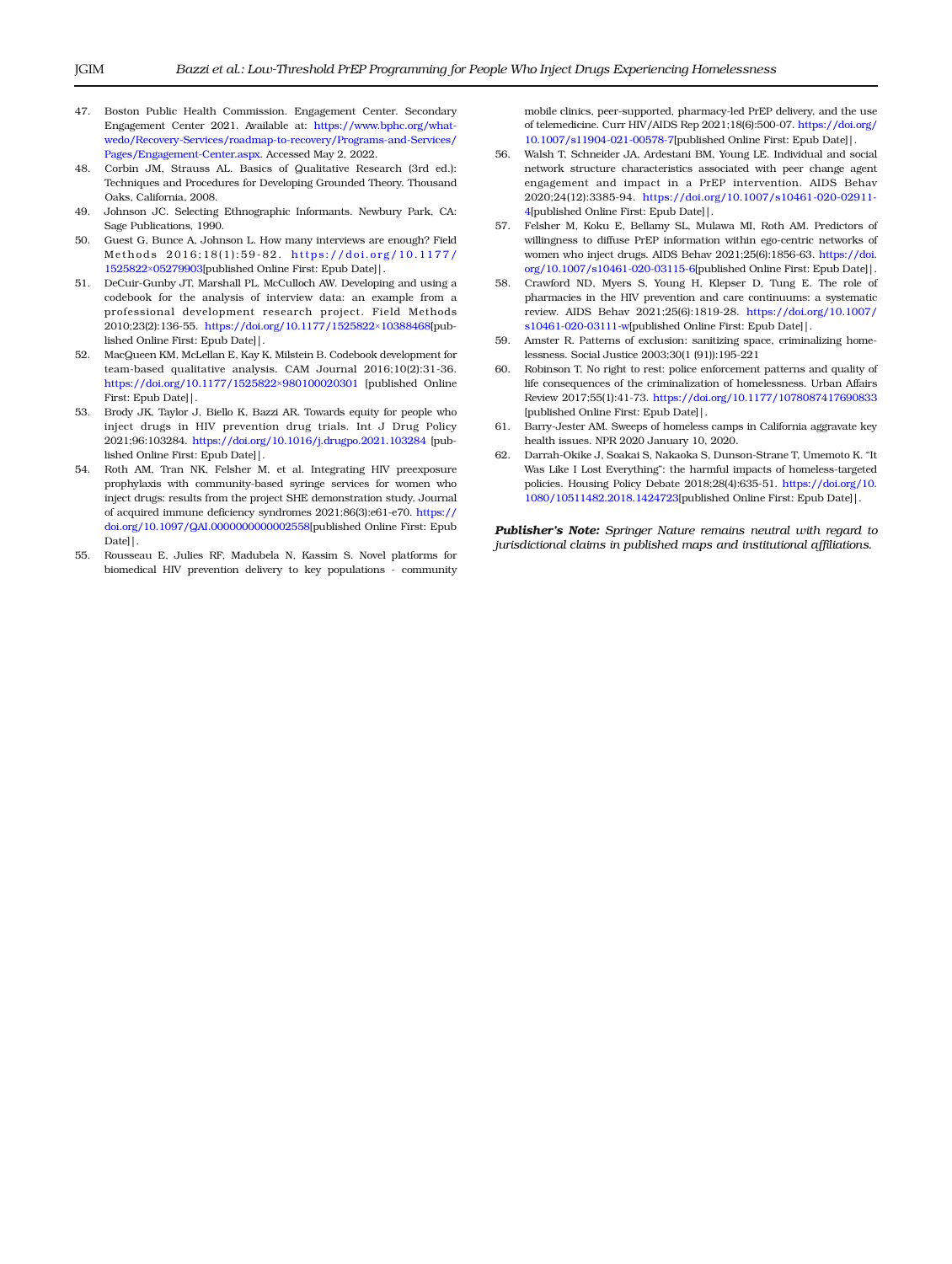47. Boston Public Health Commission. Engagement Center. Secondary Engagement Center 2021. Available at: https://www.bphc.org/what-wedo/Recovery-Services/roadmap-to-recovery/Programs-and-Services/Pages/Engagement-Center.aspx. Accessed May 2, 2022.
48. Corbin JM, Strauss AL. Basics of Qualitative Research (3rd ed.): Techniques and Procedures for Developing Grounded Theory. Thousand Oaks, California, 2008.
49. Johnson JC. Selecting Ethnographic Informants. Newbury Park, CA: Sage Publications, 1990.
50. Guest G, Bunce A, Johnson L. How many interviews are enough? Field Methods 2016;18(1):59-82. https://doi.org/10.1177/1525822×05279903[published Online First: Epub Date]|.
51. DeCuir-Gunby JT, Marshall PL, McCulloch AW. Developing and using a codebook for the analysis of interview data: an example from a professional development research project. Field Methods 2010;23(2):136-55. https://doi.org/10.1177/1525822×10388468[published Online First: Epub Date]|.
52. MacQueen KM, McLellan E, Kay K, Milstein B. Codebook development for team-based qualitative analysis. CAM Journal 2016;10(2):31-36. https://doi.org/10.1177/1525822×980100020301 [published Online First: Epub Date]|.
53. Brody JK, Taylor J, Biello K, Bazzi AR. Towards equity for people who inject drugs in HIV prevention drug trials. Int J Drug Policy 2021;96:103284. https://doi.org/10.1016/j.drugpo.2021.103284 [published Online First: Epub Date]|.
54. Roth AM, Tran NK, Felsher M, et al. Integrating HIV preexposure prophylaxis with community-based syringe services for women who inject drugs: results from the project SHE demonstration study. Journal of acquired immune deficiency syndromes 2021;86(3):e61-e70. https://doi.org/10.1097/QAI.0000000000002558[published Online First: Epub Date]|.
55. Rousseau E, Julies RF, Madubela N, Kassim S. Novel platforms for biomedical HIV prevention delivery to key populations - community mobile clinics, peer-supported, pharmacy-led PrEP delivery, and the use of telemedicine. Curr HIV/AIDS Rep 2021;18(6):500-07. https://doi.org/10.1007/s11904-021-00578-7[published Online First: Epub Date]|.
56. Walsh T, Schneider JA, Ardestani BM, Young LE. Individual and social network structure characteristics associated with peer change agent engagement and impact in a PrEP intervention. AIDS Behav 2020;24(12):3385-94. https://doi.org/10.1007/s10461-020-02911-4[published Online First: Epub Date]|.
57. Felsher M, Koku E, Bellamy SL, Mulawa MI, Roth AM. Predictors of willingness to diffuse PrEP information within ego-centric networks of women who inject drugs. AIDS Behav 2021;25(6):1856-63. https://doi.org/10.1007/s10461-020-03115-6[published Online First: Epub Date]|.
58. Crawford ND, Myers S, Young H, Klepser D, Tung E. The role of pharmacies in the HIV prevention and care continuums: a systematic review. AIDS Behav 2021;25(6):1819-28. https://doi.org/10.1007/s10461-020-03111-w[published Online First: Epub Date]|.
59. Amster R. Patterns of exclusion: sanitizing space, criminalizing homelessness. Social Justice 2003;30(1 (91)):195-221
60. Robinson T. No right to rest: police enforcement patterns and quality of life consequences of the criminalization of homelessness. Urban Affairs Review 2017;55(1):41-73. https://doi.org/10.1177/1078087417690833 [published Online First: Epub Date]|.
61. Barry-Jester AM. Sweeps of homeless camps in California aggravate key health issues. NPR 2020 January 10, 2020.
62. Darrah-Okike J, Soakai S, Nakaoka S, Dunson-Strane T, Umemoto K. "It Was Like I Lost Everything": the harmful impacts of homeless-targeted policies. Housing Policy Debate 2018;28(4):635-51. https://doi.org/10.1080/10511482.2018.1424723[published Online First: Epub Date]|.

***Publisher's Note:*** *Springer Nature remains neutral with regard to jurisdictional claims in published maps and institutional affiliations.*